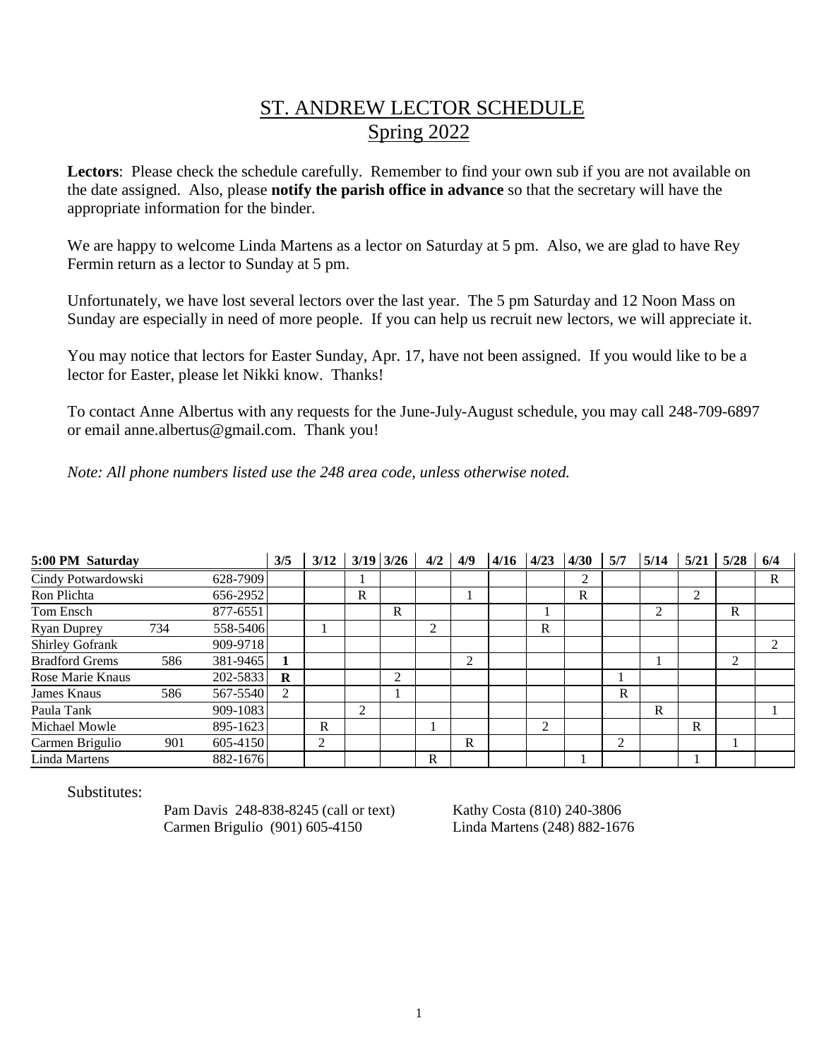# ST. ANDREW LECTOR SCHEDULE

## Spring 2022

**Lectors**: Please check the schedule carefully. Remember to find your own sub if you are not available on the date assigned. Also, please **notify the parish office in advance** so that the secretary will have the appropriate information for the binder.

We are happy to welcome Linda Martens as a lector on Saturday at 5 pm. Also, we are glad to have Rey Fermin return as a lector to Sunday at 5 pm.

Unfortunately, we have lost several lectors over the last year. The 5 pm Saturday and 12 Noon Mass on Sunday are especially in need of more people. If you can help us recruit new lectors, we will appreciate it.

You may notice that lectors for Easter Sunday, Apr. 17, have not been assigned. If you would like to be a lector for Easter, please let Nikki know. Thanks!

To contact Anne Albertus with any requests for the June-July-August schedule, you may call 248-709-6897 or email anne.albertus@gmail.com. Thank you!

*Note: All phone numbers listed use the 248 area code, unless otherwise noted.*

| 5:00 PM Saturday | | | 3/5 | 3/12 | 3/19 | 3/26 | 4/2 | 4/9 | 4/16 | 4/23 | 4/30 | 5/7 | 5/14 | 5/21 | 5/28 | 6/4 |
|---|---|---|---|---|---|---|---|---|---|---|---|---|---|---|---|---|
| Cindy Potwardowski | | 628-7909 | | | 1 | | | | | | 2 | | | | | R |
| Ron Plichta | | 656-2952 | | | R | | | 1 | | | R | | | 2 | | |
| Tom Ensch | | 877-6551 | | | | R | | | | 1 | | | 2 | | R | |
| Ryan Duprey | 734 | 558-5406 | | 1 | | | 2 | | | R | | | | | | |
| Shirley Gofrank | | 909-9718 | | | | | | | | | | | | | | 2 |
| Bradford Grems | 586 | 381-9465 | **1** | | | | | 2 | | | | | 1 | | 2 | |
| Rose Marie Knaus | | 202-5833 | **R** | | | 2 | | | | | | 1 | | | | |
| James Knaus | 586 | 567-5540 | 2 | | | 1 | | | | | | R | | | | |
| Paula Tank | | 909-1083 | | | 2 | | | | | | | | R | | | 1 |
| Michael Mowle | | 895-1623 | | R | | | 1 | | | 2 | | | | R | | |
| Carmen Brigulio | 901 | 605-4150 | | 2 | | | | R | | | | 2 | | | 1 | |
| Linda Martens | | 882-1676 | | | | | R | | | | 1 | | | 1 | | |

Substitutes:

Pam Davis 248-838-8245 (call or text)
Carmen Brigulio (901) 605-4150
Kathy Costa (810) 240-3806
Linda Martens (248) 882-1676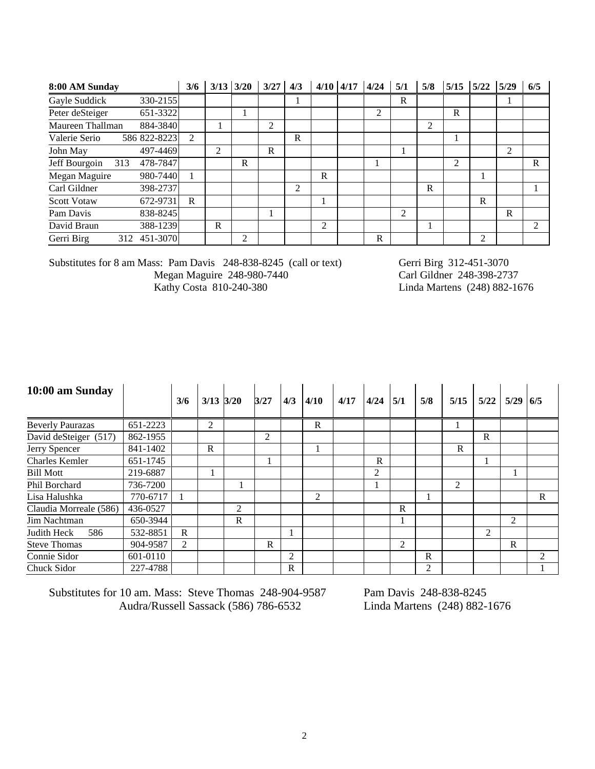| 8:00 AM Sunday | | 3/6 | 3/13 | 3/20 | 3/27 | 4/3 | 4/10 | 4/17 | 4/24 | 5/1 | 5/8 | 5/15 | 5/22 | 5/29 | 6/5 |
|---|---|---|---|---|---|---|---|---|---|---|---|---|---|---|---|
| Gayle Suddick | 330-2155 | | | | | 1 | | | | R | | | | 1 | |
| Peter deSteiger | 651-3322 | | | 1 | | | | | 2 | | | R | | | |
| Maureen Thallman | 884-3840 | | 1 | | 2 | | | | | | 2 | | | | |
| Valerie Serio | 586 822-8223 | 2 | | | | R | | | | | | 1 | | | |
| John May | 497-4469 | | 2 | | R | | | | | 1 | | | | 2 | |
| Jeff Bourgoin 313 | 478-7847 | | | R | | | | | 1 | | | 2 | | | R |
| Megan Maguire | 980-7440 | 1 | | | | | R | | | | | | 1 | | |
| Carl Gildner | 398-2737 | | | | | 2 | | | | | R | | | | 1 |
| Scott Votaw | 672-9731 | R | | | | | 1 | | | | | | R | | |
| Pam Davis | 838-8245 | | | | 1 | | | | | 2 | | | | R | |
| David Braun | 388-1239 | | R | | | | 2 | | | | 1 | | | | 2 |
| Gerri Birg | 312 451-3070 | | | 2 | | | | | R | | | | 2 | | |

Substitutes for 8 am Mass: Pam Davis 248-838-8245 (call or text)
Megan Maguire 248-980-7440
Kathy Costa 810-240-380
Gerri Birg 312-451-3070
Carl Gildner 248-398-2737
Linda Martens (248) 882-1676

| 10:00 am Sunday | | 3/6 | 3/13 | 3/20 | 3/27 | 4/3 | 4/10 | 4/17 | 4/24 | 5/1 | 5/8 | 5/15 | 5/22 | 5/29 | 6/5 |
|---|---|---|---|---|---|---|---|---|---|---|---|---|---|---|---|
| Beverly Paurazas | 651-2223 | | 2 | | | | R | | | | | 1 | | | |
| David deSteiger (517) | 862-1955 | | | | 2 | | | | | | | | R | | |
| Jerry Spencer | 841-1402 | | R | | | | 1 | | | | | R | | | |
| Charles Kemler | 651-1745 | | | | 1 | | | | R | | | | 1 | | |
| Bill Mott | 219-6887 | | 1 | | | | | | 2 | | | | | 1 | |
| Phil Borchard | 736-7200 | | | 1 | | | | | 1 | | | 2 | | | |
| Lisa Halushka | 770-6717 | 1 | | | | | 2 | | | | 1 | | | | R |
| Claudia Morreale (586) | 436-0527 | | | 2 | | | | | | R | | | | | |
| Jim Nachtman | 650-3944 | | | R | | | | | | 1 | | | | 2 | |
| Judith Heck 586 | 532-8851 | R | | | | 1 | | | | | | | 2 | | |
| Steve Thomas | 904-9587 | 2 | | | R | | | | | 2 | | | | R | |
| Connie Sidor | 601-0110 | | | | | 2 | | | | | R | | | | 2 |
| Chuck Sidor | 227-4788 | | | | | R | | | | | 2 | | | | 1 |

Substitutes for 10 am. Mass: Steve Thomas 248-904-9587
Audra/Russell Sassack (586) 786-6532
Pam Davis 248-838-8245
Linda Martens (248) 882-1676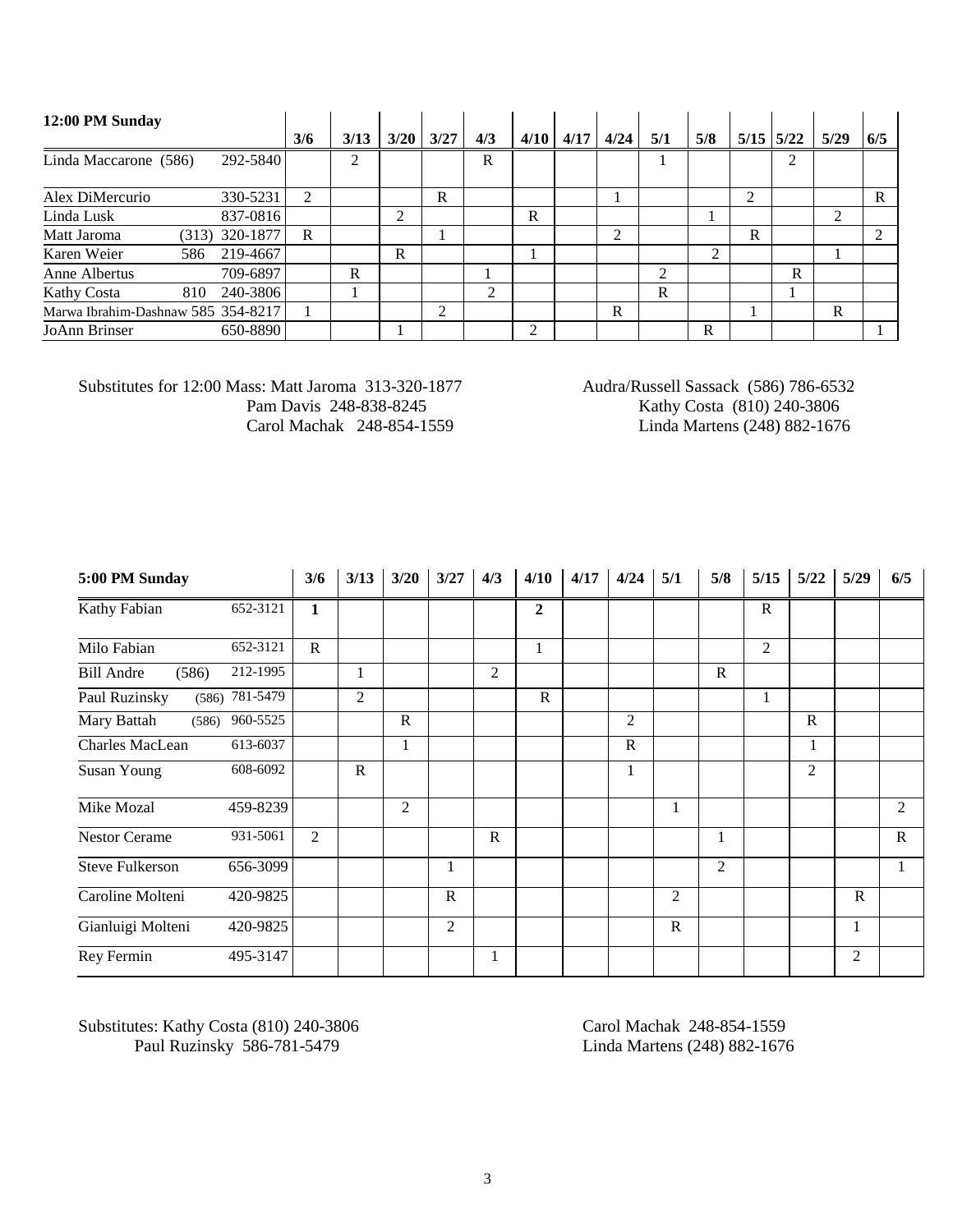| 12:00 PM Sunday | | 3/6 | 3/13 | 3/20 | 3/27 | 4/3 | 4/10 | 4/17 | 4/24 | 5/1 | 5/8 | 5/15 | 5/22 | 5/29 | 6/5 |
|---|---|---|---|---|---|---|---|---|---|---|---|---|---|---|---|
| Linda Maccarone (586) | 292-5840 | | 2 | | | R | | | | 1 | | | 2 | | |
| Alex DiMercurio | 330-5231 | 2 | | | R | | | | 1 | | | 2 | | | R |
| Linda Lusk | 837-0816 | | | 2 | | | R | | | | 1 | | | 2 | |
| Matt Jaroma (313) | 320-1877 | R | | | 1 | | | | 2 | | | R | | | 2 |
| Karen Weier 586 | 219-4667 | | | R | | | 1 | | | | 2 | | | 1 | |
| Anne Albertus | 709-6897 | | R | | | 1 | | | | 2 | | | R | | |
| Kathy Costa 810 | 240-3806 | | 1 | | | 2 | | | | R | | | 1 | | |
| Marwa Ibrahim-Dashnaw 585 | 354-8217 | 1 | | | 2 | | | | R | | | 1 | | R | |
| JoAnn Brinser | 650-8890 | | | 1 | | | 2 | | | | R | | | | 1 |

Substitutes for 12:00 Mass: Matt Jaroma 313-320-1877
Pam Davis 248-838-8245
Carol Machak 248-854-1559
Audra/Russell Sassack (586) 786-6532
Kathy Costa (810) 240-3806
Linda Martens (248) 882-1676

| 5:00 PM Sunday | | 3/6 | 3/13 | 3/20 | 3/27 | 4/3 | 4/10 | 4/17 | 4/24 | 5/1 | 5/8 | 5/15 | 5/22 | 5/29 | 6/5 |
|---|---|---|---|---|---|---|---|---|---|---|---|---|---|---|---|
| Kathy Fabian | 652-3121 | **1** | | | | | **2** | | | | | R | | | |
| Milo Fabian | 652-3121 | R | | | | | 1 | | | | | 2 | | | |
| Bill Andre (586) | 212-1995 | | 1 | | | 2 | | | | | R | | | | |
| Paul Ruzinsky (586) | 781-5479 | | 2 | | | | R | | | | | 1 | | | |
| Mary Battah (586) | 960-5525 | | | R | | | | | 2 | | | | R | | |
| Charles MacLean | 613-6037 | | | 1 | | | | | R | | | | 1 | | |
| Susan Young | 608-6092 | | R | | | | | | 1 | | | | 2 | | |
| Mike Mozal | 459-8239 | | | 2 | | | | | | 1 | | | | | 2 |
| Nestor Cerame | 931-5061 | 2 | | | | R | | | | | 1 | | | | R |
| Steve Fulkerson | 656-3099 | | | | 1 | | | | | | 2 | | | | 1 |
| Caroline Molteni | 420-9825 | | | | R | | | | | 2 | | | | R | |
| Gianluigi Molteni | 420-9825 | | | | 2 | | | | | R | | | | 1 | |
| Rey Fermin | 495-3147 | | | | | 1 | | | | | | | | 2 | |

Substitutes: Kathy Costa (810) 240-3806
Paul Ruzinsky 586-781-5479
Carol Machak 248-854-1559
Linda Martens (248) 882-1676